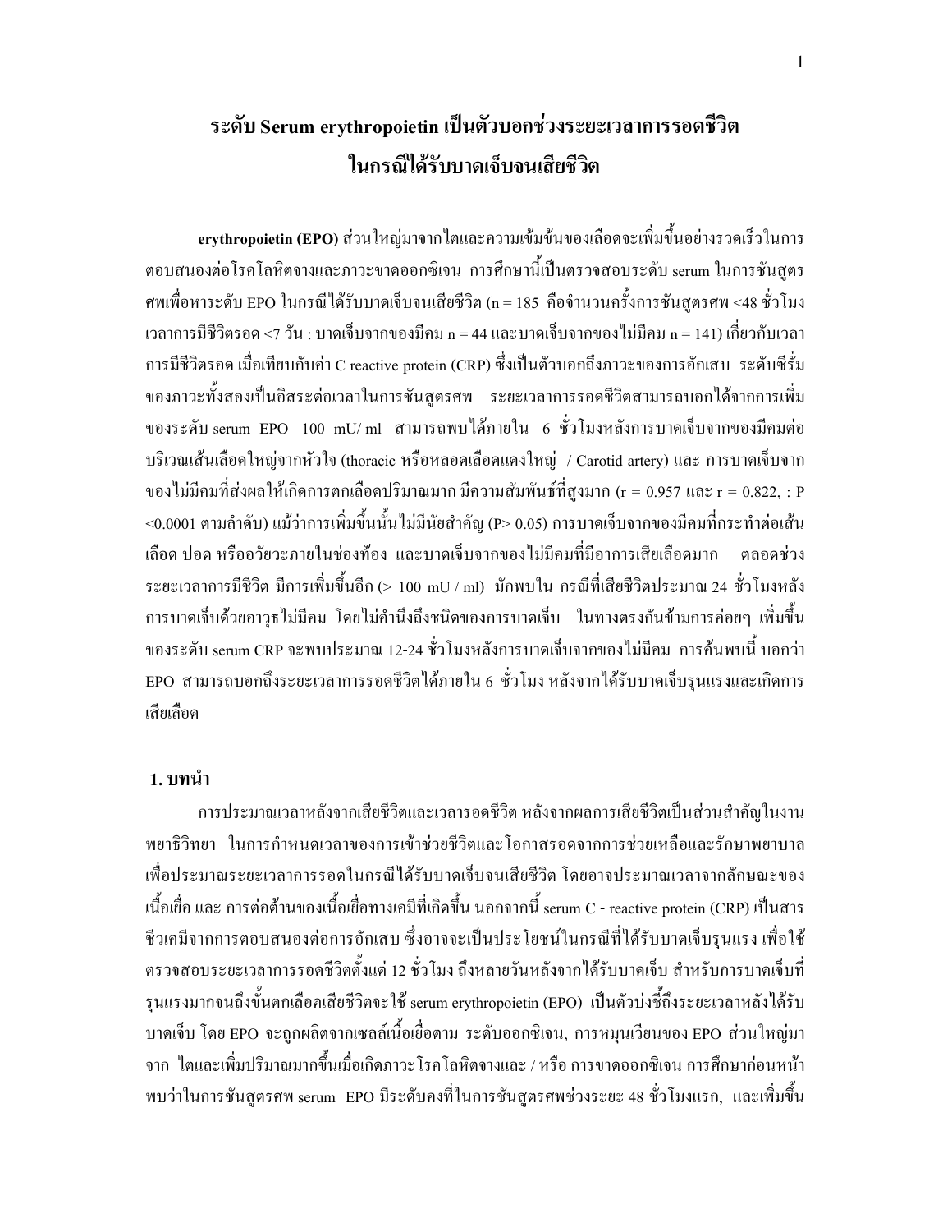# ระดับ Serum erythropoietin เป็นตัวบอกช่วงระยะเวลาการรอดชีวิต ในกรณีได้รับบาดเจ็บจนเสียชีวิต

**erythropoietin (EPO)** ส่วนใหญ่มาจากไตและความเข้มข้นของเลือดจะเพิ่มขึ้นอย่างรวดเร็วในการตอบสนองต่อโรคโลหิตจางและภาวะขาดออกซิเจน การศึกษานี้เป็นตรวจสอบระดับ serum ในการชันสูตรศพเพื่อหาระดับ EPO ในกรณีได้รับบาดเจ็บจนเสียชีวิต (n = 185 คือจำนวนครั้งการชันสูตรศพ <48 ชั่วโมง เวลาการมีชีวิตรอด <7 วัน : บาดเจ็บจากของมีคม n = 44 และบาดเจ็บจากของไม่มีคม n = 141) เกี่ยวกับเวลาการมีชีวิตรอด เมื่อเทียบกับค่า C reactive protein (CRP) ซึ่งเป็นตัวบอกถึงภาวะของการอักเสบ ระดับซีรั่มของภาวะทั้งสองเป็นอิสระต่อเวลาในการชันสูตรศพ ระยะเวลาการรอดชีวิตสามารถบอกได้จากการเพิ่มของระดับ serum EPO 100 mU/ ml สามารถพบได้ภายใน 6 ชั่วโมงหลังการบาดเจ็บจากของมีคมต่อบริเวณเส้นเลือดใหญ่จากหัวใจ (thoracic หรือหลอดเลือดแดงใหญ่ / Carotid artery) และ การบาดเจ็บจากของไม่มีคมที่ส่งผลให้เกิดการตกเลือดปริมาณมาก มีความสัมพันธ์ที่สูงมาก (r = 0.957 และ r = 0.822, : P <0.0001 ตามลำดับ) แม้ว่าการเพิ่มขึ้นนั้นไม่มีนัยสำคัญ (P> 0.05) การบาดเจ็บจากของมีคมที่กระทำต่อเส้นเลือด ปอด หรืออวัยวะภายในช่องท้อง และบาดเจ็บจากของไม่มีคมที่มีอาการเสียเลือดมาก ตลอดช่วงระยะเวลาการมีชีวิต มีการเพิ่มขึ้นอีก (> 100 mU / ml) มักพบใน กรณีที่เสียชีวิตประมาณ 24 ชั่วโมงหลังการบาดเจ็บด้วยอาวุธไม่มีคม โดยไม่คำนึงถึงชนิดของการบาดเจ็บ ในทางตรงกันข้ามการค่อยๆ เพิ่มขึ้นของระดับ serum CRP จะพบประมาณ 12-24 ชั่วโมงหลังการบาดเจ็บจากของไม่มีคม การค้นพบนี้ บอกว่า EPO สามารถบอกถึงระยะเวลาการรอดชีวิตได้ภายใน 6 ชั่วโมง หลังจากได้รับบาดเจ็บรุนแรงและเกิดการเสียเลือด

## 1. บทนำ

การประมาณเวลาหลังจากเสียชีวิตและเวลารอดชีวิต หลังจากผลการเสียชีวิตเป็นส่วนสำคัญในงานพยาธิวิทยา ในการกำหนดเวลาของการเข้าช่วยชีวิตและโอกาสรอดจากการช่วยเหลือและรักษาพยาบาล เพื่อประมาณระยะเวลาการรอดในกรณีได้รับบาดเจ็บจนเสียชีวิต โดยอาจประมาณเวลาจากลักษณะของเนื้อเยื่อ และ การต่อต้านของเนื้อเยื่อทางเคมีที่เกิดขึ้น นอกจากนี้ serum C - reactive protein (CRP) เป็นสารชีวเคมีจากการตอบสนองต่อการอักเสบ ซึ่งอาจจะเป็นประโยชน์ในกรณีที่ได้รับบาดเจ็บรุนแรง เพื่อใช้ตรวจสอบระยะเวลาการรอดชีวิตตั้งแต่ 12 ชั่วโมง ถึงหลายวันหลังจากได้รับบาดเจ็บ สำหรับการบาดเจ็บที่รุนแรงมากจนถึงขั้นตกเลือดเสียชีวิตจะใช้ serum erythropoietin (EPO) เป็นตัวบ่งชี้ถึงระยะเวลาหลังได้รับบาดเจ็บ โดย EPO จะถูกผลิตจากเซลล์เนื้อเยื่อตาม ระดับออกซิเจน, การหมุนเวียนของ EPO ส่วนใหญ่มาจาก ไตและเพิ่มปริมาณมากขึ้นเมื่อเกิดภาวะโรคโลหิตจางและ / หรือ การขาดออกซิเจน การศึกษาก่อนหน้าพบว่าในการชันสูตรศพ serum EPO มีระดับคงที่ในการชันสูตรศพช่วงระยะ 48 ชั่วโมงแรก, และเพิ่มขึ้น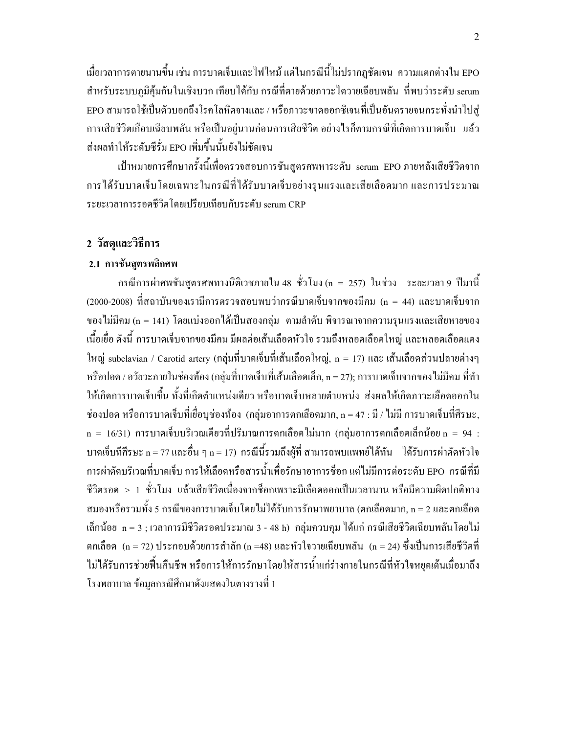เมื่อเวลาการตายนานขึ้น เช่น การบาดเจ็บและไฟไหม้ แต่ในกรณีนี้ไม่ปรากฏชัดเจน ความแตกต่างใน EPO สำหรับระบบภูมิคุ้มกันในเชิงบวก เทียบได้กับ กรณีที่ตายด้วยภาวะไตวายเฉียบพลัน ที่พบว่าระดับ serum EPO สามารถใช้เป็นตัวบอกถึงโรคโลหิตจางและ / หรือภาวะขาดออกซิเจนที่เป็นอันตรายจนกระทั่งนำไปสู่การเสียชีวิตเกือบเฉียบพลัน หรือเป็นอยู่นานก่อนการเสียชีวิต อย่างไรก็ตามกรณีที่เกิดการบาดเจ็บ แล้วส่งผลทำให้ระดับซีรั่ม EPO เพิ่มขึ้นนั้นยังไม่ชัดเจน

เป้าหมายการศึกษาครั้งนี้เพื่อตรวจสอบการชันสูตรศพหาระดับ serum EPO ภายหลังเสียชีวิตจากการได้รับบาดเจ็บโดยเฉพาะในกรณีที่ได้รับบาดเจ็บอย่างรุนแรงและเสียเลือดมาก และการประมาณระยะเวลาการรอดชีวิตโดยเปรียบเทียบกับระดับ serum CRP

## 2 วัสดุและวิธีการ

### 2.1 การชันสูตรพลิกศพ

กรณีการผ่าศพชันสูตรศพทางนิติเวชภายใน 48 ชั่วโมง (n = 257) ในช่วง ระยะเวลา 9 ปีมานี้ (2000-2008) ที่สถาบันของเรามีการตรวจสอบพบว่ากรณีบาดเจ็บจากของมีคม (n = 44) และบาดเจ็บจากของไม่มีคม (n = 141) โดยแบ่งออกได้เป็นสองกลุ่ม ตามลำดับ พิจารณาจากความรุนแรงและเสียหายของเนื้อเยื่อ ดังนี้ การบาดเจ็บจากของมีคม มีผลต่อเส้นเลือดหัวใจ รวมถึงหลอดเลือดใหญ่ และหลอดเลือดแดงใหญ่ subclavian / Carotid artery (กลุ่มที่บาดเจ็บที่เส้นเลือดใหญ่, n = 17) และ เส้นเลือดส่วนปลายต่างๆ หรือปอด / อวัยวะภายในช่องท้อง (กลุ่มที่บาดเจ็บที่เส้นเลือดเล็ก, n = 27); การบาดเจ็บจากของไม่มีคม ที่ทำให้เกิดการบาดเจ็บขึ้น ทั้งที่เกิดตำแหน่งเดียว หรือบาดเจ็บหลายตำแหน่ง ส่งผลให้เกิดภาวะเลือดออกในช่องปอด หรือการบาดเจ็บที่เยื่อบุช่องท้อง (กลุ่มอาการตกเลือดมาก, n = 47 : มี / ไม่มี การบาดเจ็บที่ศีรษะ, n = 16/31) การบาดเจ็บบริเวณเดียวที่ปริมาณการตกเลือดไม่มาก (กลุ่มอาการตกเลือดเล็กน้อย n = 94 : บาดเจ็บทีศีรษะ n = 77 และอื่น ๆ n = 17) กรณีนี้รวมถึงผู้ที่ สามารถพบแพทย์ได้ทัน ได้รับการผ่าตัดหัวใจ การผ่าตัดบริเวณที่บาดเจ็บ การให้เลือดหรือสารน้ำเพื่อรักษาอาการช็อก แต่ไม่มีการต่อระดับ EPO กรณีที่มีชีวิตรอด > 1 ชั่วโมง แล้วเสียชีวิตเนื่องจากช็อกเพราะมีเลือดออกเป็นเวลานาน หรือมีความผิดปกติทางสมองหรือรวมทั้ง 5 กรณีของการบาดเจ็บโดยไม่ได้รับการรักษาพยาบาล (ตกเลือดมาก, n = 2 และตกเลือดเล็กน้อย n = 3 ; เวลาการมีชีวิตรอดประมาณ 3 - 48 h) กลุ่มควบคุม ได้แก่ กรณีเสียชีวิตเฉียบพลันโดยไม่ตกเลือด (n = 72) ประกอบด้วยการสำลัก (n =48) และหัวใจวายเฉียบพลัน (n = 24) ซึ่งเป็นการเสียชีวิตที่ไม่ได้รับการช่วยฟื้นคืนชีพ หรือการให้การรักษาโดยให้สารน้ำแก่ร่างกายในกรณีที่หัวใจหยุดเต้นเมื่อมาถึงโรงพยาบาล ข้อมูลกรณีศึกษาดังแสดงในตางรางที่ 1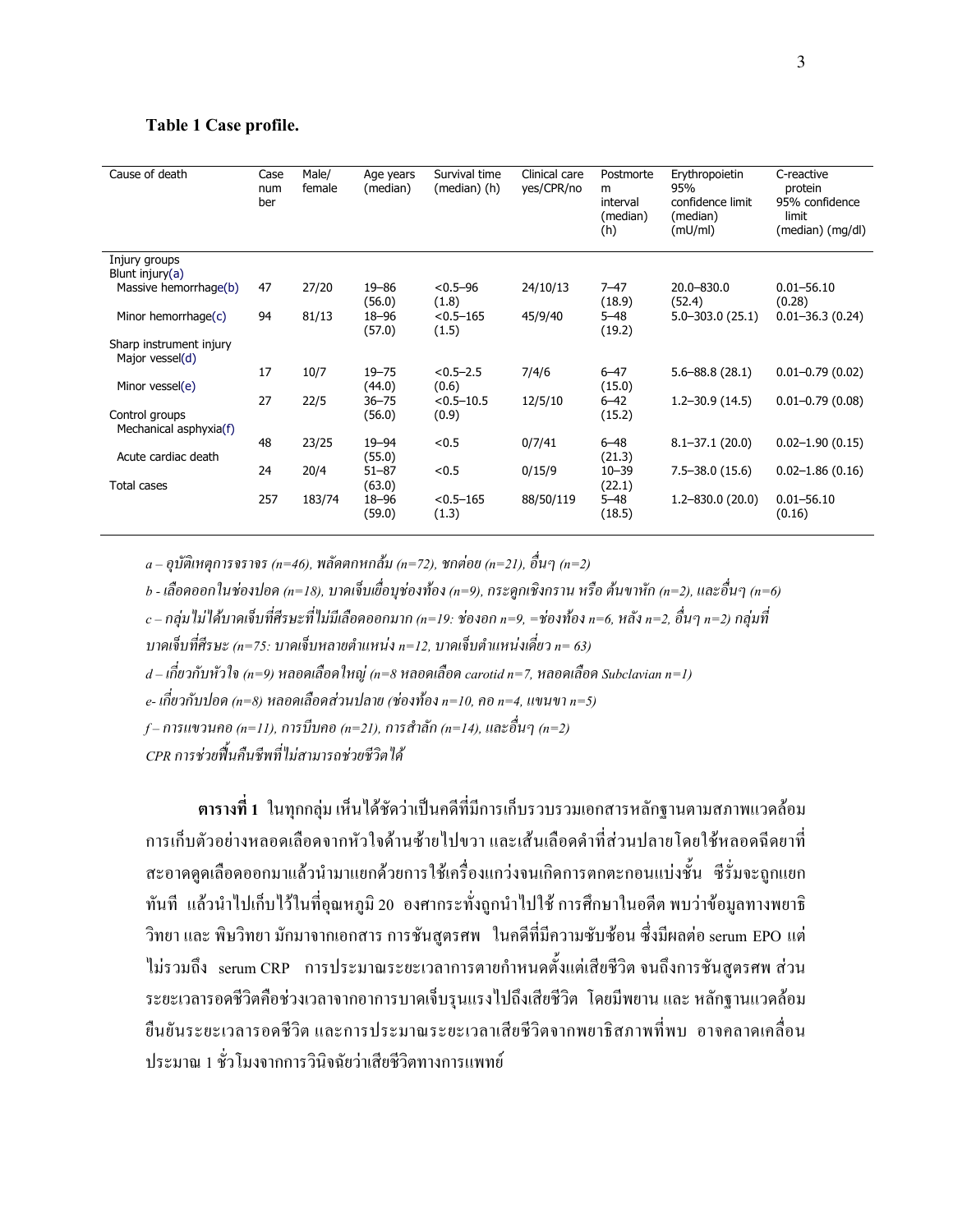**Table 1 Case profile.**

| Cause of death | Case number | Male/female | Age years (median) | Survival time (median) (h) | Clinical care yes/CPR/no | Postmortem interval (median) (h) | Erythropoietin 95% confidence limit (median) (mU/ml) | C-reactive protein 95% confidence limit (median) (mg/dl) |
|---|---|---|---|---|---|---|---|---|
| Injury groups | | | | | | | | |
| Blunt injury(a) | | | | | | | | |
| Massive hemorrhage(b) | 47 | 27/20 | 19–86 (56.0) | <0.5–96 (1.8) | 24/10/13 | 7–47 (18.9) | 20.0–830.0 (52.4) | 0.01–56.10 (0.28) |
| Minor hemorrhage(c) | 94 | 81/13 | 18–96 (57.0) | <0.5–165 (1.5) | 45/9/40 | 5–48 (19.2) | 5.0–303.0 (25.1) | 0.01–36.3 (0.24) |
| Sharp instrument injury | | | | | | | | |
| Major vessel(d) | 17 | 10/7 | 19–75 (44.0) | <0.5–2.5 (0.6) | 7/4/6 | 6–47 (15.0) | 5.6–88.8 (28.1) | 0.01–0.79 (0.02) |
| Minor vessel(e) | 27 | 22/5 | 36–75 (56.0) | <0.5–10.5 (0.9) | 12/5/10 | 6–42 (15.2) | 1.2–30.9 (14.5) | 0.01–0.79 (0.08) |
| Control groups | | | | | | | | |
| Mechanical asphyxia(f) | 48 | 23/25 | 19–94 (55.0) | <0.5 | 0/7/41 | 6–48 (21.3) | 8.1–37.1 (20.0) | 0.02–1.90 (0.15) |
| Acute cardiac death | 24 | 20/4 | 51–87 (63.0) | <0.5 | 0/15/9 | 10–39 (22.1) | 7.5–38.0 (15.6) | 0.02–1.86 (0.16) |
| Total cases | 257 | 183/74 | 18–96 (59.0) | <0.5–165 (1.3) | 88/50/119 | 5–48 (18.5) | 1.2–830.0 (20.0) | 0.01–56.10 (0.16) |

*a – อุบัติเหตุการจราจร (n=46), พลัดตกหกล้ม (n=72), ชกต่อย (n=21), อื่นๆ (n=2)*

*b - เลือดออกในช่องปอด (n=18), บาดเจ็บเยื่อบุช่องท้อง (n=9), กระดูกเชิงกราน หรือ ต้นขาหัก (n=2), และอื่นๆ (n=6)*

*c – กลุ่มไม่ได้บาดเจ็บที่ศีรษะที่ไม่มีเลือดออกมาก (n=19: ช่องอก n=9, =ช่องท้อง n=6, หลัง n=2, อื่นๆ n=2) กลุ่มที่บาดเจ็บที่ศีรษะ (n=75: บาดเจ็บหลายตำแหน่ง n=12, บาดเจ็บตำแหน่งเดี่ยว n= 63)*

*d – เกี่ยวกับหัวใจ (n=9) หลอดเลือดใหญ่ (n=8 หลอดเลือด carotid n=7, หลอดเลือด Subclavian n=1)*

*e- เกี่ยวกับปอด (n=8) หลอดเลือดส่วนปลาย (ช่องท้อง n=10, คอ n=4, แขนขา n=5)*

*f – การแขวนคอ (n=11), การบีบคอ (n=21), การสำลัก (n=14), และอื่นๆ (n=2)*

*CPR การช่วยฟื้นคืนชีพที่ไม่สามารถช่วยชีวิตได้*

**ตารางที่ 1** ในทุกกลุ่ม เห็นได้ชัดว่าเป็นคดีที่มีการเก็บรวบรวมเอกสารหลักฐานตามสภาพแวดล้อม การเก็บตัวอย่างหลอดเลือดจากหัวใจด้านซ้ายไปขวา และเส้นเลือดดำที่ส่วนปลายโดยใช้หลอดฉีดยาที่สะอาดดูดเลือดออกมาแล้วนำมาแยกด้วยการใช้เครื่องแกว่งจนเกิดการตกตะกอนแบ่งชั้น ซีรั่มจะถูกแยกทันที แล้วนำไปเก็บไว้ในที่อุณหภูมิ 20 องศากระทั่งถูกนำไปใช้ การศึกษาในอดีต พบว่าข้อมูลทางพยาธิวิทยา และ พิษวิทยา มักมาจากเอกสาร การชันสูตรศพ ในคดีที่มีความซับซ้อน ซึ่งมีผลต่อ serum EPO แต่ไม่รวมถึง serum CRP การประมาณระยะเวลาการตายกำหนดตั้งแต่เสียชีวิต จนถึงการชันสูตรศพ ส่วนระยะเวลารอดชีวิตคือช่วงเวลาจากอาการบาดเจ็บรุนแรงไปถึงเสียชีวิต โดยมีพยาน และ หลักฐานแวดล้อมยืนยันระยะเวลารอดชีวิต และการประมาณระยะเวลาเสียชีวิตจากพยาธิสภาพที่พบ อาจคลาดเคลื่อนประมาณ 1 ชั่วโมงจากการวินิจฉัยว่าเสียชีวิตทางการแพทย์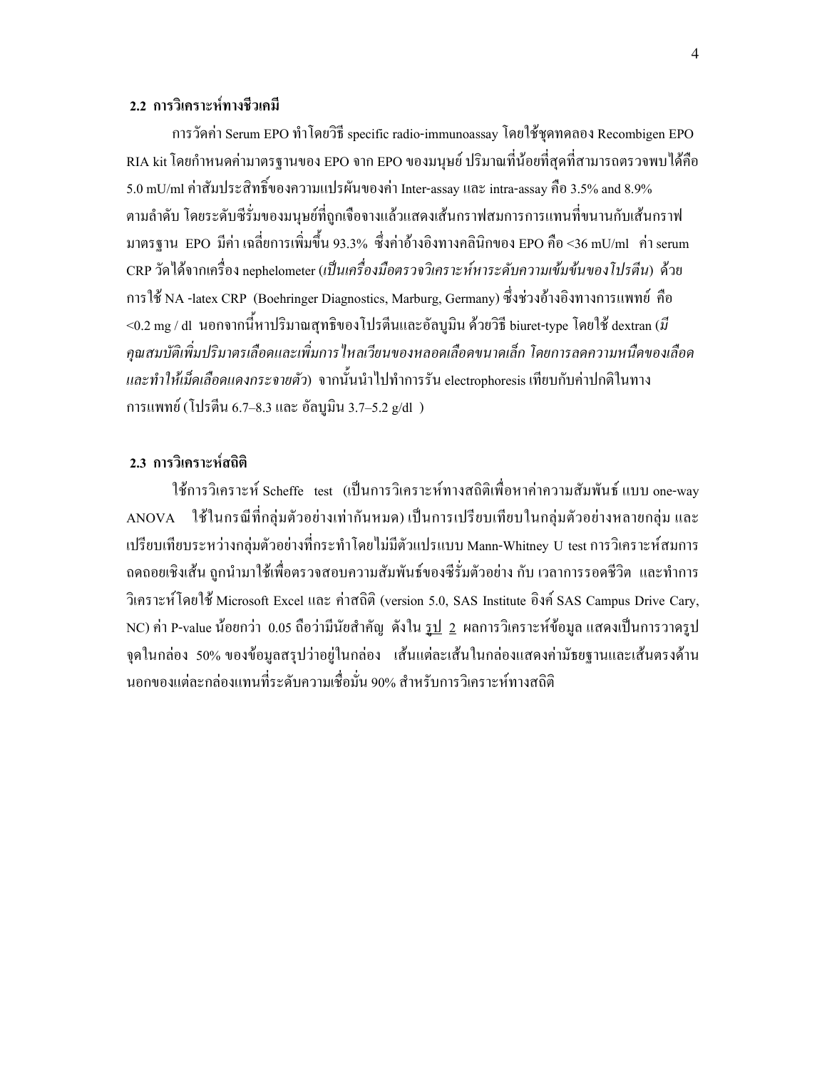## 2.2 การวิเคราะห์ทางชีวเคมี

การวัดค่า Serum EPO ทำโดยวิธี specific radio-immunoassay โดยใช้ชุดทดลอง Recombigen EPO RIA kit โดยกำหนดค่ามาตรฐานของ EPO จาก EPO ของมนุษย์ ปริมาณที่น้อยที่สุดที่สามารถตรวจพบได้คือ 5.0 mU/ml ค่าสัมประสิทธิ์ของความแปรผันของค่า Inter-assay และ intra-assay คือ 3.5% and 8.9% ตามลำดับ โดยระดับซีรั่มของมนุษย์ที่ถูกเจือจางแล้วแสดงเส้นกราฟสมการแทนที่ขนานกับเส้นกราฟมาตรฐาน EPO มีค่า เฉลี่ยการเพิ่มขึ้น 93.3% ซึ่งค่าอ้างอิงทางคลินิกของ EPO คือ <36 mU/ml ค่า serum CRP วัดได้จากเครื่อง nephelometer (*เป็นเครื่องมือตรวจวิเคราะห์หาระดับความเข้มข้นของโปรตีน*) ด้วยการใช้ NA -latex CRP (Boehringer Diagnostics, Marburg, Germany) ซึ่งช่วงอ้างอิงทางการแพทย์ คือ <0.2 mg / dl นอกจากนี้หาปริมาณสุทธิของโปรตีนและอัลบูมิน ด้วยวิธี biuret-type โดยใช้ dextran (*มีคุณสมบัติเพิ่มปริมาตรเลือดและเพิ่มการไหลเวียนของหลอดเลือดขนาดเล็ก โดยการลดความหนืดของเลือดและทำให้เม็ดเลือดแดงกระจายตัว*) จากนั้นนำไปทำการรัน electrophoresis เทียบกับค่าปกติในทางการแพทย์ (โปรตีน 6.7–8.3 และ อัลบูมิน 3.7–5.2 g/dl )

## 2.3 การวิเคราะห์สถิติ

ใช้การวิเคราะห์ Scheffe test (เป็นการวิเคราะห์ทางสถิติเพื่อหาค่าความสัมพันธ์ แบบ one-way ANOVA ใช้ในกรณีที่กลุ่มตัวอย่างเท่ากันหมด) เป็นการเปรียบเทียบในกลุ่มตัวอย่างหลายกลุ่ม และเปรียบเทียบระหว่างกลุ่มตัวอย่างที่กระทำโดยไม่มีตัวแปรแบบ Mann-Whitney U test การวิเคราะห์สมการถดถอยเชิงเส้น ถูกนำมาใช้เพื่อตรวจสอบความสัมพันธ์ของซีรั่มตัวอย่าง กับ เวลาการรอดชีวิต และทำการวิเคราะห์โดยใช้ Microsoft Excel และ ค่าสถิติ (version 5.0, SAS Institute อิงค์ SAS Campus Drive Cary, NC) ค่า P-value น้อยกว่า 0.05 ถือว่ามีนัยสำคัญ ดังใน <u>รูป 2</u> ผลการวิเคราะห์ข้อมูล แสดงเป็นการวาดรูปจุดในกล่อง 50% ของข้อมูลสรุปว่าอยู่ในกล่อง เส้นแต่ละเส้นในกล่องแสดงค่ามัธยฐานและเส้นตรงด้านนอกของแต่ละกล่องแทนที่ระดับความเชื่อมั่น 90% สำหรับการวิเคราะห์ทางสถิติ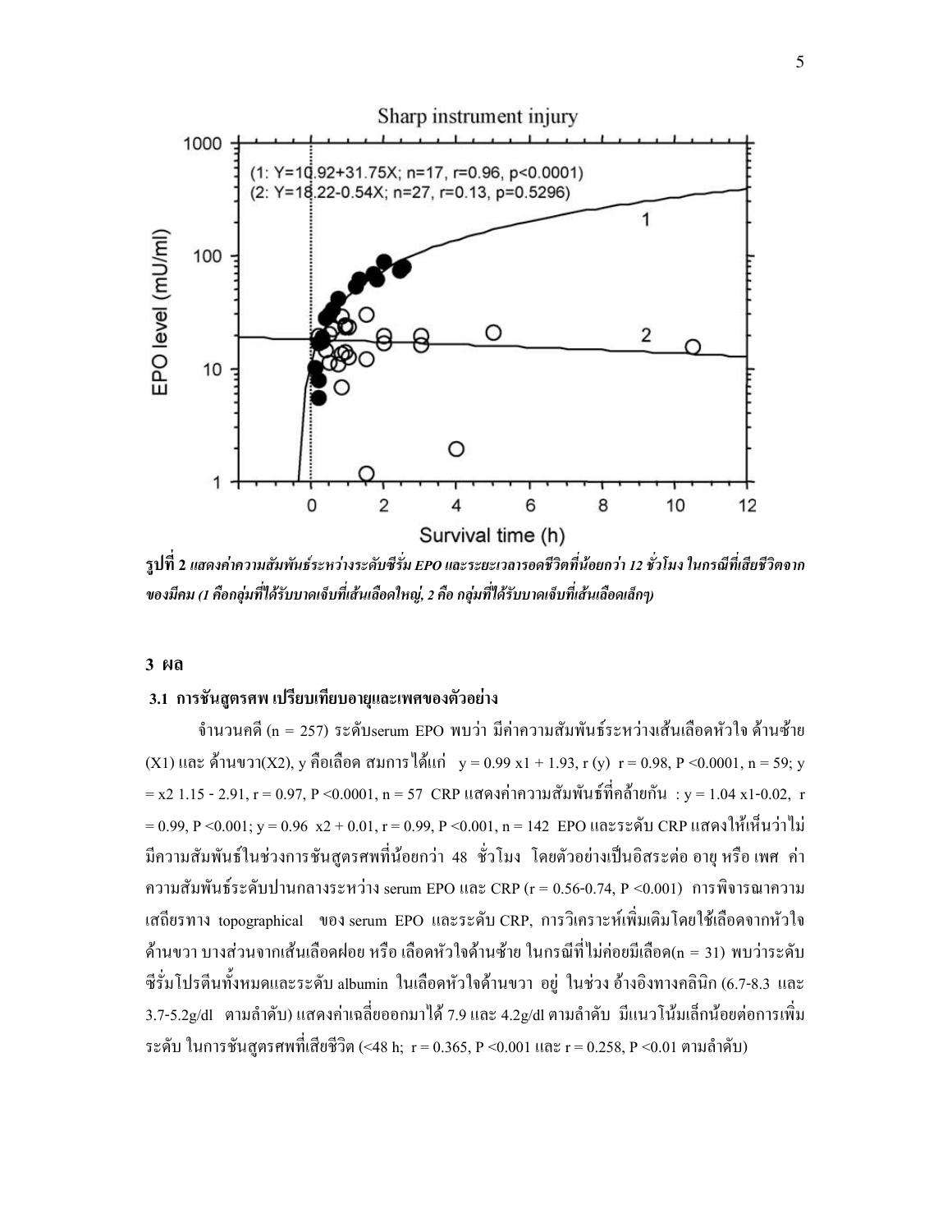รูปที่ 2 *แสดงค่าความสัมพันธ์ระหว่างระดับซีรั่ม EPO และระยะเวลารอดชีวิตที่น้อยกว่า 12 ชั่วโมง ในกรณีที่เสียชีวิตจากของมีคม (1 คือกลุ่มที่ได้รับบาดเจ็บที่เส้นเลือดใหญ่, 2 คือ กลุ่มที่ได้รับบาดเจ็บที่เส้นเลือดเล็กๆ)*

## 3 ผล

### 3.1 การชันสูตรศพ เปรียบเทียบอายุและเพศของตัวอย่าง

จำนวนคดี (n = 257) ระดับserum EPO พบว่า มีค่าความสัมพันธ์ระหว่างเส้นเลือดหัวใจ ด้านซ้าย (X1) และ ด้านขวา(X2), y คือเลือด สมการได้แก่ $y = 0.99\ x1 + 1.93$, r (y) $r = 0.98$, $P < 0.0001$, $n = 59$; $y = x2\ 1.15 - 2.91$, $r = 0.97$, $P < 0.0001$, $n = 57$ CRP แสดงค่าความสัมพันธ์ที่คล้ายกัน : $y = 1.04\ x1 - 0.02$, $r = 0.99$, $P < 0.001$; $y = 0.96\ x2 + 0.01$, $r = 0.99$, $P < 0.001$, $n = 142$ EPO และระดับ CRP แสดงให้เห็นว่าไม่มีความสัมพันธ์ในช่วงการชันสูตรศพที่น้อยกว่า 48 ชั่วโมง โดยตัวอย่างเป็นอิสระต่อ อายุ หรือ เพศ ค่าความสัมพันธ์ระดับปานกลางระหว่าง serum EPO และ CRP ($r = 0.56$-$0.74$, $P < 0.001$) การพิจารณาความเสถียรทาง topographical ของ serum EPO และระดับ CRP, การวิเคราะห์เพิ่มเติมโดยใช้เลือดจากหัวใจด้านขวา บางส่วนจากเส้นเลือดฝอย หรือ เลือดหัวใจด้านซ้าย ในกรณีที่ไม่ค่อยมีเลือด($n = 31$) พบว่าระดับซีรั่มโปรตีนทั้งหมดและระดับ albumin ในเลือดหัวใจด้านขวา อยู่ ในช่วง อ้างอิงทางคลินิก (6.7-8.3 และ 3.7-5.2g/dl ตามลำดับ) แสดงค่าเฉลี่ยออกมาได้ 7.9 และ 4.2g/dl ตามลำดับ มีแนวโน้มเล็กน้อยต่อการเพิ่มระดับ ในการชันสูตรศพที่เสียชีวิต (<48 h; $r = 0.365$, $P < 0.001$ และ $r = 0.258$, $P < 0.01$ ตามลำดับ)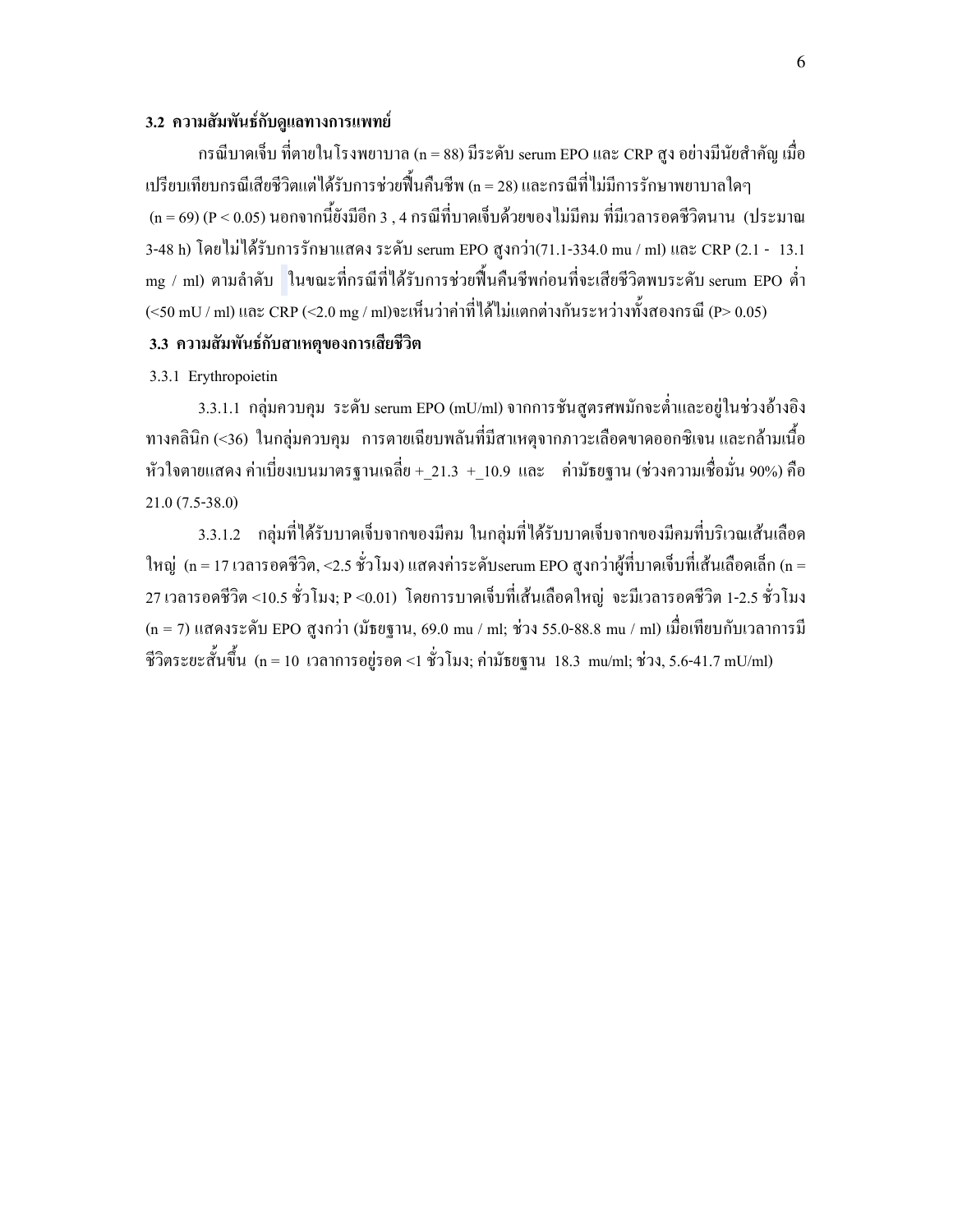### 3.2 ความสัมพันธ์กับดูแลทางการแพทย์

กรณีบาดเจ็บ ที่ตายในโรงพยาบาล (n = 88) มีระดับ serum EPO และ CRP สูง อย่างมีนัยสำคัญ เมื่อเปรียบเทียบกรณีเสียชีวิตแต่ได้รับการช่วยฟื้นคืนชีพ (n = 28) และกรณีที่ไม่มีการรักษาพยาบาลใดๆ (n = 69) ($P < 0.05$) นอกจากนี้ยังมีอีก 3 , 4 กรณีที่บาดเจ็บด้วยของไม่มีคม ที่มีเวลารอดชีวิตนาน (ประมาณ 3-48 h) โดยไม่ได้รับการรักษาแสดง ระดับ serum EPO สูงกว่า(71.1-334.0 mu / ml) และ CRP (2.1 - 13.1 mg / ml) ตามลำดับ ในขณะที่กรณีที่ได้รับการช่วยฟื้นคืนชีพก่อนที่จะเสียชีวิตพบระดับ serum EPO ต่ำ (<50 mU / ml) และ CRP (<2.0 mg / ml)จะเห็นว่าค่าที่ได้ไม่แตกต่างกันระหว่างทั้งสองกรณี ($P > 0.05$)

### 3.3 ความสัมพันธ์กับสาเหตุของการเสียชีวิต

3.3.1 Erythropoietin

3.3.1.1 กลุ่มควบคุม ระดับ serum EPO (mU/ml) จากการชันสูตรศพมักจะต่ำและอยู่ในช่วงอ้างอิงทางคลินิก (<36) ในกลุ่มควบคุม การตายเฉียบพลันที่มีสาเหตุจากภาวะเลือดขาดออกซิเจน และกล้ามเนื้อหัวใจตายแสดง ค่าเบี่ยงเบนมาตรฐานเฉลี่ย +_21.3 +_10.9 และ ค่ามัธยฐาน (ช่วงความเชื่อมั่น 90%) คือ 21.0 (7.5-38.0)

3.3.1.2 กลุ่มที่ได้รับบาดเจ็บจากของมีคม ในกลุ่มที่ได้รับบาดเจ็บจากของมีคมที่บริเวณเส้นเลือดใหญ่ (n = 17 เวลารอดชีวิต, <2.5 ชั่วโมง) แสดงค่าระดับserum EPO สูงกว่าผู้ที่บาดเจ็บที่เส้นเลือดเล็ก (n = 27 เวลารอดชีวิต <10.5 ชั่วโมง; $P < 0.01$) โดยการบาดเจ็บที่เส้นเลือดใหญ่ จะมีเวลารอดชีวิต 1-2.5 ชั่วโมง (n = 7) แสดงระดับ EPO สูงกว่า (มัธยฐาน, 69.0 mu / ml; ช่วง 55.0-88.8 mu / ml) เมื่อเทียบกับเวลาการมีชีวิตระยะสั้นขึ้น (n = 10 เวลาการอยู่รอด <1 ชั่วโมง; ค่ามัธยฐาน 18.3 mu/ml; ช่วง, 5.6-41.7 mU/ml)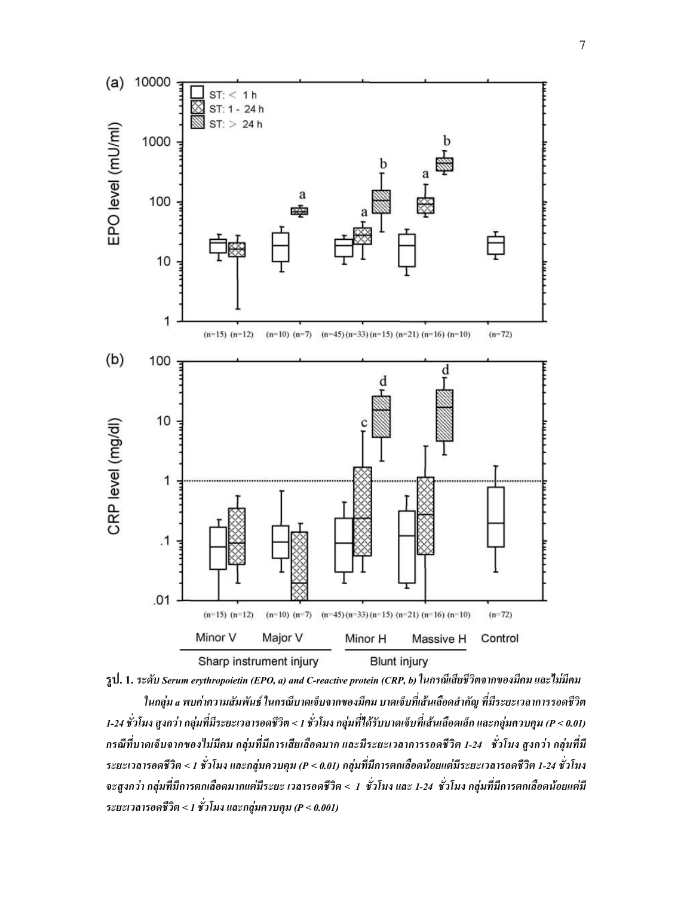**รูป. 1.** *ระดับ Serum erythropoietin (EPO, a) and C-reactive protein (CRP, b) ในกรณีเสียชีวิตจากของมีคม และไม่มีคม*

*ในกลุ่ม a พบค่าความสัมพันธ์ ในกรณีบาดเจ็บจากของมีคม บาดเจ็บที่เส้นเลือดสำคัญ ที่มีระยะเวลาการรอดชีวิต 1-24 ชั่วโมง สูงกว่า กลุ่มที่มีระยะเวลารอดชีวิต < 1 ชั่วโมง กลุ่มที่ได้รับบาดเจ็บที่เส้นเลือดเล็ก และกลุ่มควบคุม (P < 0.01) กรณีที่บาดเจ็บจากของไม่มีคม กลุ่มที่มีการเสียเลือดมาก และมีระยะเวลาการรอดชีวิต 1-24 ชั่วโมง สูงกว่า กลุ่มที่มีระยะเวลารอดชีวิต < 1 ชั่วโมง และกลุ่มควบคุม (P < 0.01) กลุ่มที่มีการตกเลือดน้อยแต่มีระยะเวลารอดชีวิต 1-24 ชั่วโมง จะสูงกว่า กลุ่มที่มีการตกเลือดมากแต่มีระยะ เวลารอดชีวิต < 1 ชั่วโมง และ 1-24 ชั่วโมง กลุ่มที่มีการตกเลือดน้อยแต่มีระยะเวลารอดชีวิต < 1 ชั่วโมง และกลุ่มควบคุม (P < 0.001)*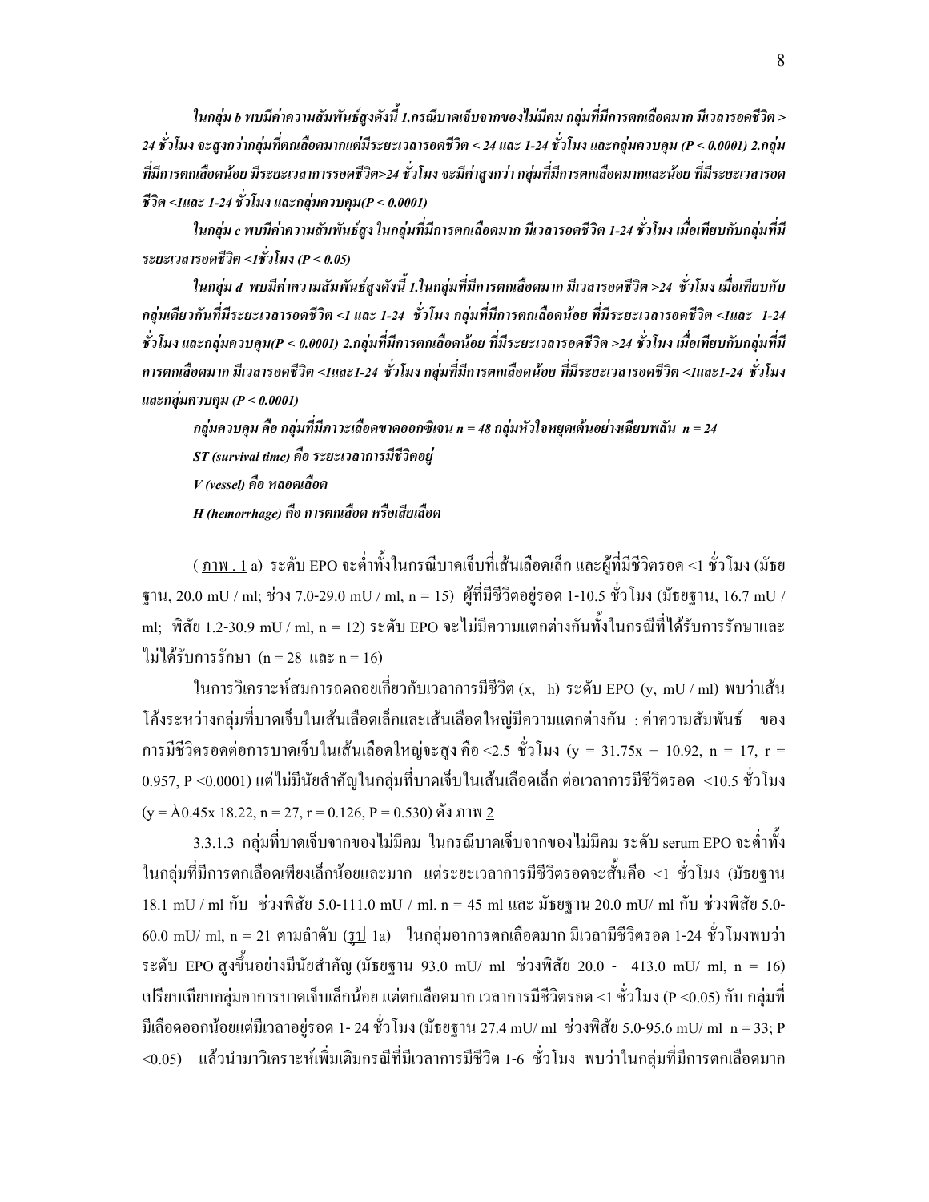*ในกลุ่ม b พบมีค่าความสัมพันธ์สูงดังนี้ 1.กรณีบาดเจ็บจากของไม่มีคม กลุ่มที่มีการตกเลือดมาก มีเวลารอดชีวิต > 24 ชั่วโมง จะสูงกว่ากลุ่มที่ตกเลือดมากแต่มีระยะเวลารอดชีวิต < 24 และ 1-24 ชั่วโมง และกลุ่มควบคุม (P < 0.0001) 2.กลุ่มที่มีการตกเลือดน้อย มีระยะเวลาการรอดชีวิต>24 ชั่วโมง จะมีค่าสูงกว่า กลุ่มที่มีการตกเลือดมากและน้อย ที่มีระยะเวลารอดชีวิต <1และ 1-24 ชั่วโมง และกลุ่มควบคุม(P < 0.0001)*

*ในกลุ่ม c พบมีค่าความสัมพันธ์สูง ในกลุ่มที่มีการตกเลือดมาก มีเวลารอดชีวิต 1-24 ชั่วโมง เมื่อเทียบกับกลุ่มที่มีระยะเวลารอดชีวิต <1ชั่วโมง (P < 0.05)*

*ในกลุ่ม d พบมีค่าความสัมพันธ์สูงดังนี้ 1.ในกลุ่มที่มีการตกเลือดมาก มีเวลารอดชีวิต >24 ชั่วโมง เมื่อเทียบกับกลุ่มเดียวกันที่มีระยะเวลารอดชีวิต <1 และ 1-24 ชั่วโมง กลุ่มที่มีการตกเลือดน้อย ที่มีระยะเวลารอดชีวิต <1และ 1-24 ชั่วโมง และกลุ่มควบคุม(P < 0.0001) 2.กลุ่มที่มีการตกเลือดน้อย ที่มีระยะเวลารอดชีวิต >24 ชั่วโมง เมื่อเทียบกับกลุ่มที่มีการตกเลือดมาก มีเวลารอดชีวิต <1และ1-24 ชั่วโมง กลุ่มที่มีการตกเลือดน้อย ที่มีระยะเวลารอดชีวิต <1และ1-24 ชั่วโมง และกลุ่มควบคุม (P < 0.0001)*

*กลุ่มควบคุม คือ กลุ่มที่มีภาวะเลือดขาดออกซิเจน n = 48 กลุ่มหัวใจหยุดเต้นอย่างเฉียบพลัน n = 24*

*ST (survival time) คือ ระยะเวลาการมีชีวิตอยู่*

*V (vessel) คือ หลอดเลือด*

*H (hemorrhage) คือ การตกเลือด หรือเสียเลือด*

( ภาพ . 1 a) ระดับ EPO จะต่ำทั้งในกรณีบาดเจ็บที่เส้นเลือดเล็ก และผู้ที่มีชีวิตรอด <1 ชั่วโมง (มัธยฐาน, 20.0 mU / ml; ช่วง 7.0-29.0 mU / ml, n = 15) ผู้ที่มีชีวิตอยู่รอด 1-10.5 ชั่วโมง (มัธยฐาน, 16.7 mU / ml; พิสัย 1.2-30.9 mU / ml, n = 12) ระดับ EPO จะไม่มีความแตกต่างกันทั้งในกรณีที่ได้รับการรักษาและไม่ได้รับการรักษา (n = 28 และ n = 16)

ในการวิเคราะห์สมการถดถอยเกี่ยวกับเวลาการมีชีวิต (x, h) ระดับ EPO (y, mU / ml) พบว่าเส้นโค้งระหว่างกลุ่มที่บาดเจ็บในเส้นเลือดเล็กและเส้นเลือดใหญ่มีความแตกต่างกัน : ค่าความสัมพันธ์ ของการมีชีวิตรอดต่อการบาดเจ็บในเส้นเลือดใหญ่จะสูง คือ <2.5 ชั่วโมง (y = 31.75x + 10.92, n = 17, r = 0.957, P <0.0001) แต่ไม่มีนัยสำคัญในกลุ่มที่บาดเจ็บในเส้นเลือดเล็ก ต่อเวลาการมีชีวิตรอด <10.5 ชั่วโมง (y = À0.45x 18.22, n = 27, r = 0.126, P = 0.530) ดัง ภาพ 2

3.3.1.3 กลุ่มที่บาดเจ็บจากของไม่มีคม ในกรณีบาดเจ็บจากของไม่มีคม ระดับ serum EPO จะต่ำทั้งในกลุ่มที่มีการตกเลือดเพียงเล็กน้อยและมาก แต่ระยะเวลาการมีชีวิตรอดจะสั้นคือ <1 ชั่วโมง (มัธยฐาน 18.1 mU / ml กับ ช่วงพิสัย 5.0-111.0 mU / ml. n = 45 ml และ มัธยฐาน 20.0 mU/ ml กับ ช่วงพิสัย 5.0-60.0 mU/ ml, n = 21 ตามลำดับ (รูป 1a) ในกลุ่มอาการตกเลือดมาก มีเวลามีชีวิตรอด 1-24 ชั่วโมงพบว่า ระดับ EPO สูงขึ้นอย่างมีนัยสำคัญ (มัธยฐาน 93.0 mU/ ml ช่วงพิสัย 20.0 - 413.0 mU/ ml, n = 16) เปรียบเทียบกลุ่มอาการบาดเจ็บเล็กน้อย แต่ตกเลือดมาก เวลาการมีชีวิตรอด <1 ชั่วโมง (P <0.05) กับ กลุ่มที่มีเลือดออกน้อยแต่มีเวลาอยู่รอด 1- 24 ชั่วโมง (มัธยฐาน 27.4 mU/ ml ช่วงพิสัย 5.0-95.6 mU/ ml n = 33; P <0.05) แล้วนำมาวิเคราะห์เพิ่มเติมกรณีที่มีเวลาการมีชีวิต 1-6 ชั่วโมง พบว่าในกลุ่มที่มีการตกเลือดมาก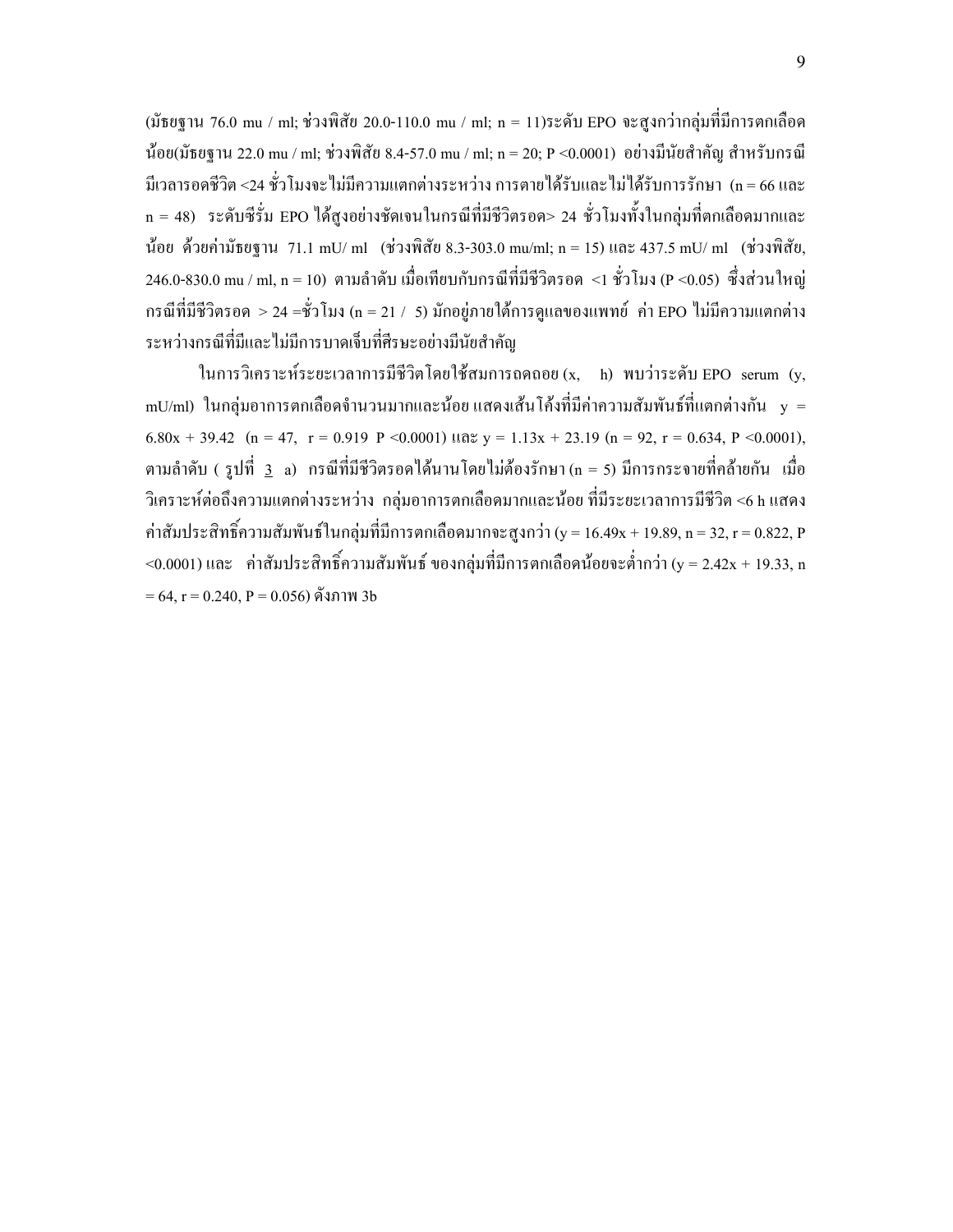(มัธยฐาน 76.0 mu / ml; ช่วงพิสัย 20.0-110.0 mu / ml; n = 11)ระดับ EPO จะสูงกว่ากลุ่มที่มีการตกเลือดน้อย(มัธยฐาน 22.0 mu / ml; ช่วงพิสัย 8.4-57.0 mu / ml; n = 20; P <0.0001) อย่างมีนัยสำคัญ สำหรับกรณีมีเวลารอดชีวิต <24 ชั่วโมงจะไม่มีความแตกต่างระหว่าง การตายได้รับและไม่ได้รับการรักษา (n = 66 และ n = 48) ระดับซีรั่ม EPO ได้สูงอย่างชัดเจนในกรณีที่มีชีวิตรอด> 24 ชั่วโมงทั้งในกลุ่มที่ตกเลือดมากและน้อย ด้วยค่ามัธยฐาน 71.1 mU/ ml (ช่วงพิสัย 8.3-303.0 mu/ml; n = 15) และ 437.5 mU/ ml (ช่วงพิสัย, 246.0-830.0 mu / ml, n = 10) ตามลำดับ เมื่อเทียบกับกรณีที่มีชีวิตรอด <1 ชั่วโมง (P <0.05) ซึ่งส่วนใหญ่กรณีที่มีชีวิตรอด > 24 =ชั่วโมง (n = 21 / 5) มักอยู่ภายใต้การดูแลของแพทย์ ค่า EPO ไม่มีความแตกต่างระหว่างกรณีที่มีและไม่มีการบาดเจ็บที่ศีรษะอย่างมีนัยสำคัญ

ในการวิเคราะห์ระยะเวลาการมีชีวิตโดยใช้สมการถดถอย (x, h) พบว่าระดับ EPO serum (y, mU/ml) ในกลุ่มอาการตกเลือดจำนวนมากและน้อย แสดงเส้นโค้งที่มีค่าความสัมพันธ์ที่แตกต่างกัน $y = 6.80x + 39.42$ (n = 47, r = 0.919 P <0.0001) และ $y = 1.13x + 23.19$ (n = 92, r = 0.634, P <0.0001), ตามลำดับ ( รูปที่ 3 a) กรณีที่มีชีวิตรอดได้นานโดยไม่ต้องรักษา (n = 5) มีการกระจายที่คล้ายกัน เมื่อวิเคราะห์ต่อถึงความแตกต่างระหว่าง กลุ่มอาการตกเลือดมากและน้อย ที่มีระยะเวลาการมีชีวิต <6 h แสดงค่าสัมประสิทธิ์ความสัมพันธ์ในกลุ่มที่มีการตกเลือดมากจะสูงกว่า ($y = 16.49x + 19.89$, n = 32, r = 0.822, P <0.0001) และ ค่าสัมประสิทธิ์ความสัมพันธ์ ของกลุ่มที่มีการตกเลือดน้อยจะต่ำกว่า ($y = 2.42x + 19.33$, n = 64, r = 0.240, P = 0.056) ดังภาพ 3b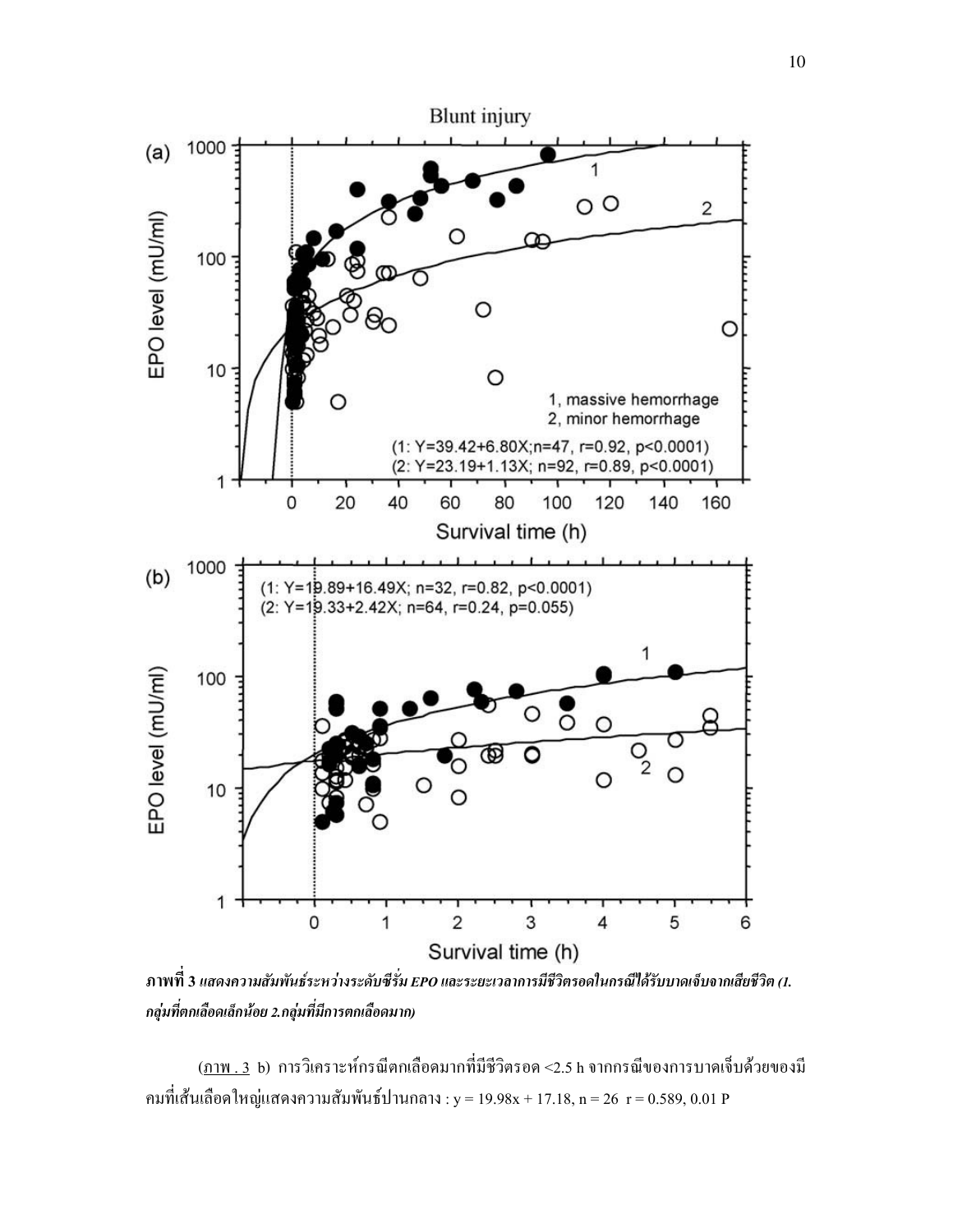**ภาพที่ 3** *แสดงความสัมพันธ์ระหว่างระดับซีรั่ม EPO และระยะเวลาการมีชีวิตรอดในกรณีได้รับบาดเจ็บจากเสียชีวิต (1. กลุ่มที่ตกเลือดเล็กน้อย 2.กลุ่มที่มีการตกเลือดมาก)*

(ภาพ . 3 b) การวิเคราะห์กรณีตกเลือดมากที่มีชีวิตรอด <2.5 h จากกรณีของการบาดเจ็บด้วยของมีคมที่เส้นเลือดใหญ่แสดงความสัมพันธ์ปานกลาง : y = 19.98x + 17.18, n = 26 r = 0.589, 0.01 P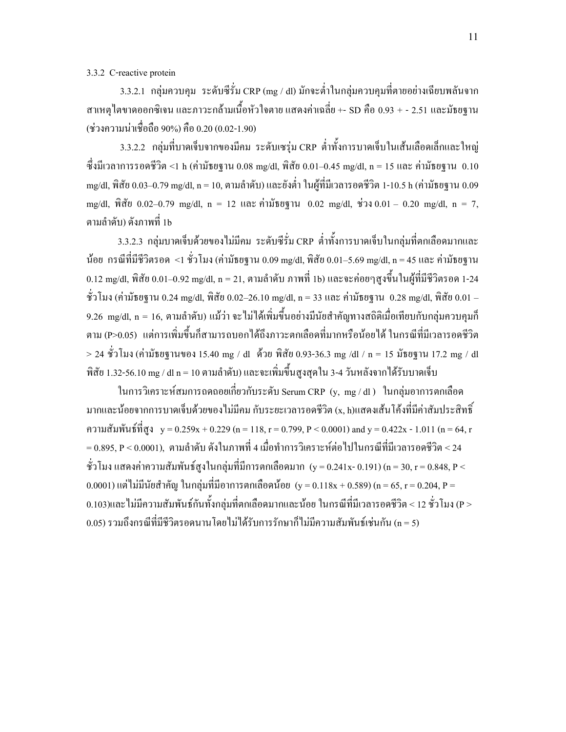3.3.2 C-reactive protein

3.3.2.1 กลุ่มควบคุม ระดับซีรั่ม CRP (mg / dl) มักจะต่ำในกลุ่มควบคุมที่ตายอย่างเฉียบพลันจากสาเหตุไตขาดออกซิเจน และภาวะกล้ามเนื้อหัวใจตาย แสดงค่าเฉลี่ย +- SD คือ 0.93 + - 2.51 และมัธยฐาน (ช่วงความน่าเชื่อถือ 90%) คือ 0.20 (0.02-1.90)

3.3.2.2 กลุ่มที่บาดเจ็บจากของมีคม ระดับเซรุ่ม CRP ต่ำทั้งการบาดเจ็บในเส้นเลือดเล็กและใหญ่ ซึ่งมีเวลาการรอดชีวิต <1 h (ค่ามัธยฐาน 0.08 mg/dl, พิสัย 0.01–0.45 mg/dl, n = 15 และ ค่ามัธยฐาน 0.10 mg/dl, พิสัย 0.03–0.79 mg/dl, n = 10, ตามลำดับ) และยังต่ำ ในผู้ที่มีเวลารอดชีวิต 1-10.5 h (ค่ามัธยฐาน 0.09 mg/dl, พิสัย 0.02–0.79 mg/dl, n = 12 และ ค่ามัธยฐาน 0.02 mg/dl, ช่วง 0.01 – 0.20 mg/dl, n = 7, ตามลำดับ) ดังภาพที่ 1b

3.3.2.3 กลุ่มบาดเจ็บด้วยของไม่มีคม ระดับซีรั่ม CRP ต่ำทั้งการบาดเจ็บในกลุ่มที่ตกเลือดมากและน้อย กรณีที่มีชีวิตรอด <1 ชั่วโมง (ค่ามัธยฐาน 0.09 mg/dl, พิสัย 0.01–5.69 mg/dl, n = 45 และ ค่ามัธยฐาน 0.12 mg/dl, พิสัย 0.01–0.92 mg/dl, n = 21, ตามลำดับ ภาพที่ 1b) และจะค่อยๆสูงขึ้นในผู้ที่มีชีวิตรอด 1-24 ชั่วโมง (ค่ามัธยฐาน 0.24 mg/dl, พิสัย 0.02–26.10 mg/dl, n = 33 และ ค่ามัธยฐาน 0.28 mg/dl, พิสัย 0.01 – 9.26 mg/dl, n = 16, ตามลำดับ) แม้ว่า จะไม่ได้เพิ่มขึ้นอย่างมีนัยสำคัญทางสถิติเมื่อเทียบกับกลุ่มควบคุมก็ตาม ($P>0.05$) แต่การเพิ่มขึ้นก็สามารถบอกได้ถึงภาวะตกเลือดที่มากหรือน้อยได้ ในกรณีที่มีเวลารอดชีวิต > 24 ชั่วโมง (ค่ามัธยฐานของ 15.40 mg / dl ด้วย พิสัย 0.93-36.3 mg /dl / n = 15 มัธยฐาน 17.2 mg / dl พิสัย 1.32-56.10 mg / dl n = 10 ตามลำดับ) และจะเพิ่มขึ้นสูงสุดใน 3-4 วันหลังจากได้รับบาดเจ็บ

ในการวิเคราะห์สมการถดถอยเกี่ยวกับระดับ Serum CRP (y, mg / dl ) ในกลุ่มอาการตกเลือดมากและน้อยจากการบาดเจ็บด้วยของไม่มีคม กับระยะเวลารอดชีวิต (x, h)แสดงเส้นโค้งที่มีค่าสัมประสิทธิ์ความสัมพันธ์ที่สูง $y = 0.259x + 0.229$ ($n = 118$, $r = 0.799$, $P < 0.0001$) and $y = 0.422x - 1.011$ ($n = 64$, $r = 0.895$, $P < 0.0001$), ตามลำดับ ดังในภาพที่ 4 เมื่อทำการวิเคราะห์ต่อไปในกรณีที่มีเวลารอดชีวิต < 24 ชั่วโมง แสดงค่าความสัมพันธ์สูงในกลุ่มที่มีการตกเลือดมาก ($y = 0.241x - 0.191$) ($n = 30$, $r = 0.848$, $P < 0.0001$) แต่ไม่มีนัยสำคัญ ในกลุ่มที่มีอาการตกเลือดน้อย ($y = 0.118x + 0.589$) ($n = 65$, $r = 0.204$, $P = 0.103$)และไม่มีความสัมพันธ์กันทั้งกลุ่มที่ตกเลือดมากและน้อย ในกรณีที่มีเวลารอดชีวิต < 12 ชั่วโมง ($P > 0.05$) รวมถึงกรณีที่มีชีวิตรอดนานโดยไม่ได้รับการรักษาก็ไม่มีความสัมพันธ์เช่นกัน ($n = 5$)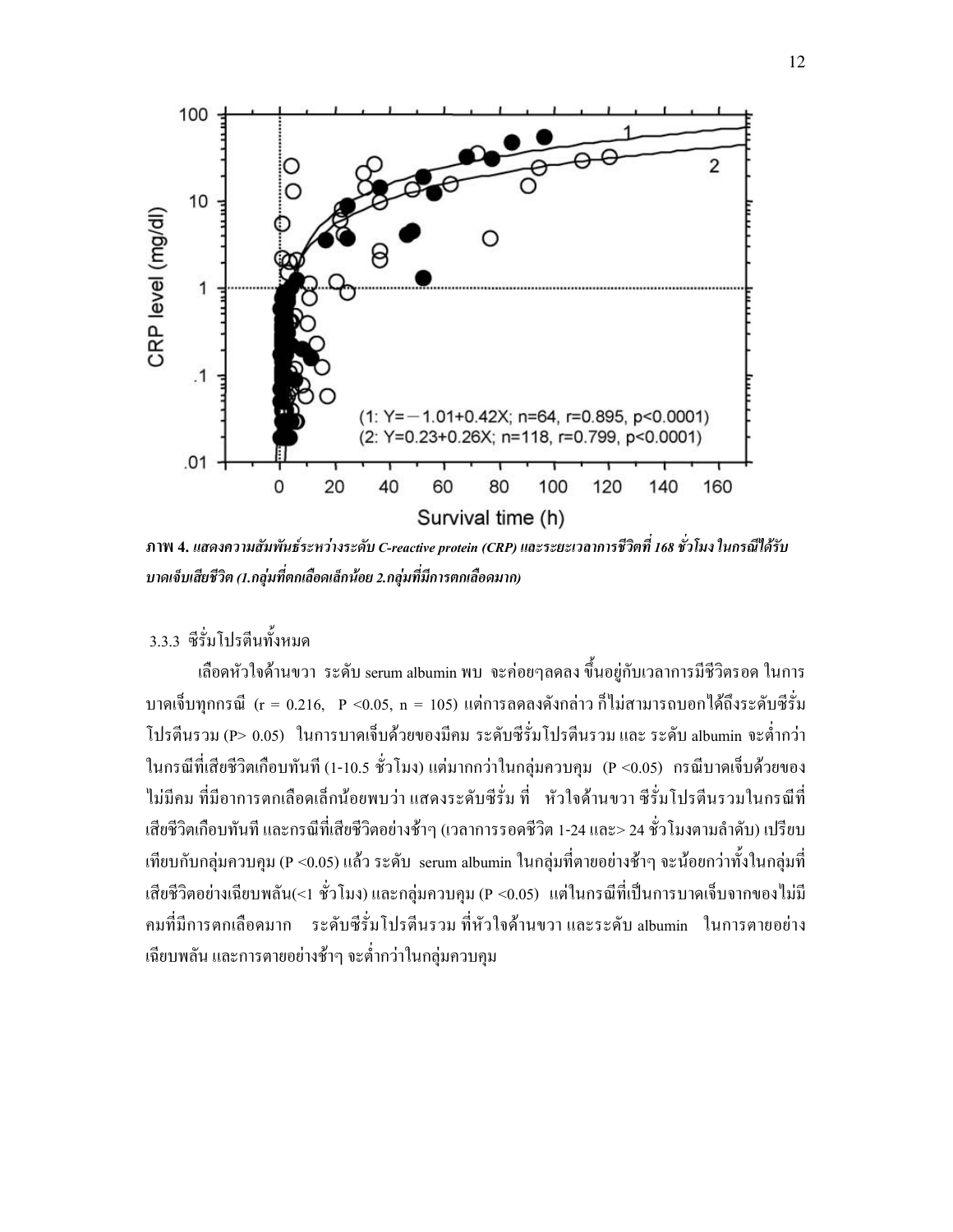*ภาพ 4. แสดงความสัมพันธ์ระหว่างระดับ C-reactive protein (CRP) และระยะเวลาการชีวิตที่ 168 ชั่วโมง ในกรณีได้รับบาดเจ็บเสียชีวิต (1.กลุ่มที่ตกเลือดเล็กน้อย 2.กลุ่มที่มีการตกเลือดมาก)*

3.3.3 ซีรั่มโปรตีนทั้งหมด

เลือดหัวใจด้านขวา ระดับ serum albumin พบ จะค่อยๆลดลง ขึ้นอยู่กับเวลาการมีชีวิตรอด ในการบาดเจ็บทุกกรณี ($r = 0.216$, $P < 0.05$, $n = 105$) แต่การลดลงดังกล่าว ก็ไม่สามารถบอกได้ถึงระดับซีรั่มโปรตีนรวม ($P > 0.05$) ในการบาดเจ็บด้วยของมีคม ระดับซีรั่มโปรตีนรวม และ ระดับ albumin จะต่ำกว่าในกรณีที่เสียชีวิตเกือบทันที (1-10.5 ชั่วโมง) แต่มากกว่าในกลุ่มควบคุม ($P < 0.05$) กรณีบาดเจ็บด้วยของไม่มีคม ที่มีอาการตกเลือดเล็กน้อยพบว่า แสดงระดับซีรั่ม ที่ หัวใจด้านขวา ซีรั่มโปรตีนรวมในกรณีที่เสียชีวิตเกือบทันที และกรณีที่เสียชีวิตอย่างช้าๆ (เวลาการรอดชีวิต 1-24 และ> 24 ชั่วโมงตามลำดับ) เปรียบเทียบกับกลุ่มควบคุม ($P < 0.05$) แล้ว ระดับ serum albumin ในกลุ่มที่ตายอย่างช้าๆ จะน้อยกว่าทั้งในกลุ่มที่เสียชีวิตอย่างเฉียบพลัน(<1 ชั่วโมง) และกลุ่มควบคุม ($P < 0.05$) แต่ในกรณีที่เป็นการบาดเจ็บจากของไม่มีคมที่มีการตกเลือดมาก ระดับซีรั่มโปรตีนรวม ที่หัวใจด้านขวา และระดับ albumin ในการตายอย่างเฉียบพลัน และการตายอย่างช้าๆ จะต่ำกว่าในกลุ่มควบคุม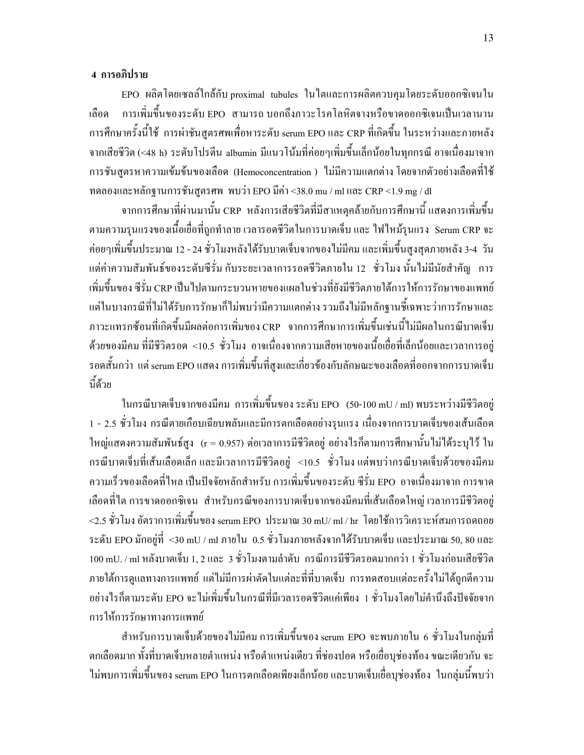## 4 การอภิปราย

EPO ผลิตโดยเซลล์ใกล้กับ proximal tubules ในไตและการผลิตควบคุมโดยระดับออกซิเจนในเลือด การเพิ่มขึ้นของระดับ EPO สามารถ บอกถึงภาวะโรคโลหิตจางหรือขาดออกซิเจนเป็นเวลานาน การศึกษาครั้งนี้ใช้ การผ่าชันสูตรศพเพื่อหาระดับ serum EPO และ CRP ที่เกิดขึ้น ในระหว่างและภายหลังจากเสียชีวิต (<48 h) ระดับโปรตีน albumin มีแนวโน้มที่ค่อยๆเพิ่มขึ้นเล็กน้อยในทุกกรณี อาจเนื่องมาจากการชันสูตรหาความเข้มข้นของเลือด (Hemoconcentration ) ไม่มีความแตกต่าง โดยจากตัวอย่างเลือดที่ใช้ทดลองและหลักฐานการชันสูตรศพ พบว่า EPO มีค่า <38.0 mu / ml และ CRP <1.9 mg / dl

จากการศึกษาที่ผ่านมานั้น CRP หลังการเสียชีวิตที่มีสาเหตุคล้ายกับการศึกษานี้ แสดงการเพิ่มขึ้นตามความรุนแรงของเนื้อเยื่อที่ถูกทำลาย เวลารอดชีวิตในการบาดเจ็บ และ ไฟไหม้รุนแรง Serum CRP จะค่อยๆเพิ่มขึ้นประมาณ 12 - 24 ชั่วโมงหลังได้รับบาดเจ็บจากของไม่มีคม และเพิ่มขึ้นสูงสุดภายหลัง 3-4 วัน แต่ค่าความสัมพันธ์ของระดับซีรั่ม กับระยะเวลาการรอดชีวิตภายใน 12 ชั่วโมง นั้นไม่มีนัยสำคัญ การเพิ่มขึ้นของ ซีรั่ม CRP เป็นไปตามกระบวนหายของแผลในช่วงที่ยังมีชีวิตภายใต้การให้การรักษาของแพทย์ แต่ในบางกรณีที่ไม่ได้รับการรักษาก็ไม่พบว่ามีความแตกต่าง รวมถึงไม่มีหลักฐานชี้เฉพาะว่าการรักษาและภาวะแทรกซ้อนที่เกิดขึ้นมีผลต่อการเพิ่มของ CRP จากการศึกษาการเพิ่มขึ้นเช่นนี้ไม่มีผลในกรณีบาดเจ็บด้วยของมีคม ที่มีชีวิตรอด <10.5 ชั่วโมง อาจเนื่องจากความเสียหายของเนื้อเยื่อที่เล็กน้อยและเวลาการอยู่รอดสั้นกว่า แต่ serum EPO แสดง การเพิ่มขึ้นที่สูงและเกี่ยวข้องกับลักษณะของเลือดที่ออกจากการบาดเจ็บนี้ด้วย

ในกรณีบาดเจ็บจากของมีคม การเพิ่มขึ้นของ ระดับ EPO (50-100 mU / ml) พบระหว่างมีชีวิตอยู่ 1 - 2.5 ชั่วโมง กรณีตายเกือบเฉียบพลันและมีการตกเลือดอย่างรุนแรง เนื่องจากการบาดเจ็บของเส้นเลือดใหญ่แสดงความสัมพันธ์สูง (r = 0.957) ต่อเวลาการมีชีวิตอยู่ อย่างไรก็ตามการศึกษานั้นไม่ได้ระบุไว้ ในกรณีบาดเจ็บที่เส้นเลือดเล็ก และมีเวลาการมีชีวิตอยู่ <10.5 ชั่วโมง แต่พบว่ากรณีบาดเจ็บด้วยของมีคม ความเร็วของเลือดที่ไหล เป็นปัจจัยหลักสำหรับ การเพิ่มขึ้นของระดับ ซีรั่ม EPO อาจเนื่องมาจาก การขาดเลือดที่ไต การขาดออกซิเจน สำหรับกรณีของการบาดเจ็บจากของมีคมที่เส้นเลือดใหญ่ เวลาการมีชีวิตอยู่ <2.5 ชั่วโมง อัตราการเพิ่มขึ้นของ serum EPO ประมาณ 30 mU/ ml / hr โดยใช้การวิเคราะห์สมการถดถอย ระดับ EPO มักอยู่ที่ <30 mU / ml ภายใน 0.5 ชั่วโมงภายหลังจากได้รับบาดเจ็บ และประมาณ 50, 80 และ 100 mU. / ml หลังบาดเจ็บ 1, 2 และ 3 ชั่วโมงตามลำดับ กรณีการมีชีวิตรอดมากกว่า 1 ชั่วโมงก่อนเสียชีวิตภายใต้การดูแลทางการแพทย์ แต่ไม่มีการผ่าตัดในแต่ละที่ที่บาดเจ็บ การทดสอบแต่ละครั้งไม่ได้ถูกตีความ อย่างไรก็ตามระดับ EPO จะไม่เพิ่มขึ้นในกรณีที่มีเวลารอดชีวิตแค่เพียง 1 ชั่วโมงโดยไม่คำนึงถึงปัจจัยจากการให้การรักษาทางการแพทย์

สำหรับการบาดเจ็บด้วยของไม่มีคม การเพิ่มขึ้นของ serum EPO จะพบภายใน 6 ชั่วโมงในกลุ่มที่ตกเลือดมาก ทั้งที่บาดเจ็บหลายตำแหน่ง หรือตำแหน่งเดียว ที่ช่องปอด หรือเยื่อบุช่องท้อง ขณะเดียวกัน จะไม่พบการเพิ่มขึ้นของ serum EPO ในการตกเลือดเพียงเล็กน้อย และบาดเจ็บเยื่อบุช่องท้อง ในกลุ่มนี้พบว่า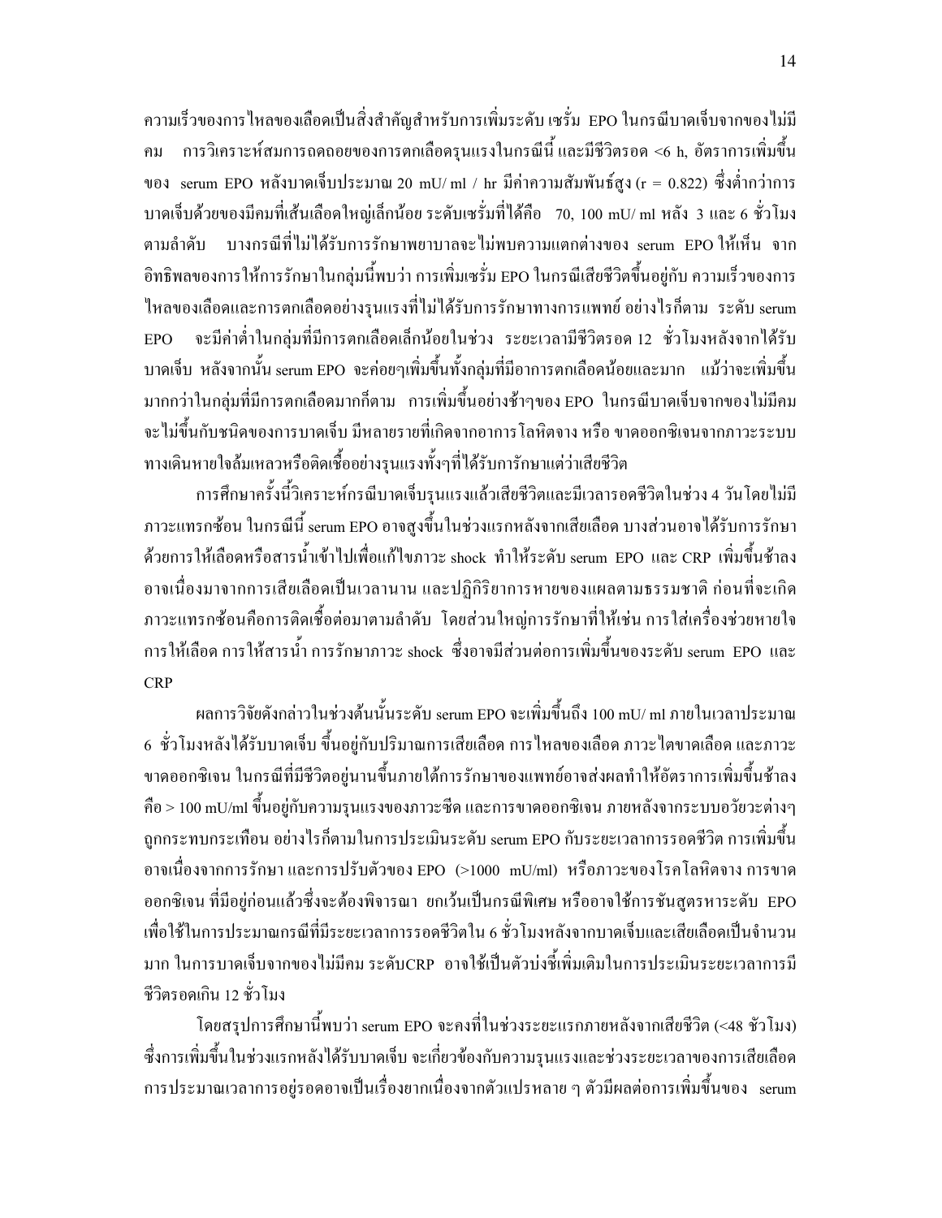ความเร็วของการไหลของเลือดเป็นสิ่งสำคัญสำหรับการเพิ่มระดับ เซรั่ม EPO ในกรณีบาดเจ็บจากของไม่มีคม การวิเคราะห์สมการถดถอยของการตกเลือดรุนแรงในกรณีนี้ และมีชีวิตรอด <6 h, อัตราการเพิ่มขึ้นของ serum EPO หลังบาดเจ็บประมาณ 20 mU/ ml / hr มีค่าความสัมพันธ์สูง (r = 0.822) ซึ่งต่ำกว่าการบาดเจ็บด้วยของมีคมที่เส้นเลือดใหญ่เล็กน้อย ระดับเซรั่มที่ได้คือ 70, 100 mU/ ml หลัง 3 และ 6 ชั่วโมง ตามลำดับ บางกรณีที่ไม่ได้รับการรักษาพยาบาลจะไม่พบความแตกต่างของ serum EPO ให้เห็น จากอิทธิพลของการให้การรักษาในกลุ่มนี้พบว่า การเพิ่มเซรั่ม EPO ในกรณีเสียชีวิตขึ้นอยู่กับ ความเร็วของการไหลของเลือดและการตกเลือดอย่างรุนแรงที่ไม่ได้รับการรักษาทางการแพทย์ อย่างไรก็ตาม ระดับ serum EPO จะมีค่าต่ำในกลุ่มที่มีการตกเลือดเล็กน้อยในช่วง ระยะเวลามีชีวิตรอด 12 ชั่วโมงหลังจากได้รับบาดเจ็บ หลังจากนั้น serum EPO จะค่อยๆเพิ่มขึ้นทั้งกลุ่มที่มีอาการตกเลือดน้อยและมาก แม้ว่าจะเพิ่มขึ้นมากกว่าในกลุ่มที่มีการตกเลือดมากก็ตาม การเพิ่มขึ้นอย่างช้าๆของ EPO ในกรณีบาดเจ็บจากของไม่มีคมจะไม่ขึ้นกับชนิดของการบาดเจ็บ มีหลายรายที่เกิดจากอาการ โลหิตจาง หรือ ขาดออกซิเจนจากภาวะระบบทางเดินหายใจล้มเหลวหรือติดเชื้ออย่างรุนแรงทั้งๆที่ได้รับการรักษาแต่ว่าเสียชีวิต

การศึกษาครั้งนี้วิเคราะห์กรณีบาดเจ็บรุนแรงแล้วเสียชีวิตและมีเวลารอดชีวิตในช่วง 4 วันโดยไม่มีภาวะแทรกซ้อน ในกรณีนี้ serum EPO อาจสูงขึ้นในช่วงแรกหลังจากเสียเลือด บางส่วนอาจได้รับการรักษาด้วยการให้เลือดหรือสารน้ำเข้าไปเพื่อแก้ไขภาวะ shock ทำให้ระดับ serum EPO และ CRP เพิ่มขึ้นช้าลง อาจเนื่องมาจากการเสียเลือดเป็นเวลานาน และปฏิกิริยาการหายของแผลตามธรรมชาติ ก่อนที่จะเกิดภาวะแทรกซ้อนคือการติดเชื้อต่อมาตามลำดับ โดยส่วนใหญ่การรักษาที่ให้เช่น การใส่เครื่องช่วยหายใจ การให้เลือด การให้สารน้ำ การรักษาภาวะ shock ซึ่งอาจมีส่วนต่อการเพิ่มขึ้นของระดับ serum EPO และ CRP

ผลการวิจัยดังกล่าวในช่วงต้นนั้นระดับ serum EPO จะเพิ่มขึ้นถึง 100 mU/ ml ภายในเวลาประมาณ 6 ชั่วโมงหลังได้รับบาดเจ็บ ขึ้นอยู่กับปริมาณการเสียเลือด การไหลของเลือด ภาวะไตขาดเลือด และภาวะขาดออกซิเจน ในกรณีที่มีชีวิตอยู่นานขึ้นภายใต้การรักษาของแพทย์อาจส่งผลทำให้อัตราการเพิ่มขึ้นช้าลง คือ > 100 mU/ml ขึ้นอยู่กับความรุนแรงของภาวะซีด และการขาดออกซิเจน ภายหลังจากระบบอวัยวะต่างๆถูกกระทบกระเทือน อย่างไรก็ตามในการประเมินระดับ serum EPO กับระยะเวลาการรอดชีวิต การเพิ่มขึ้นอาจเนื่องจากการรักษา และการปรับตัวของ EPO (>1000 mU/ml) หรือภาวะของโรคโลหิตจาง การขาดออกซิเจน ที่มีอยู่ก่อนแล้วซึ่งจะต้องพิจารณา ยกเว้นเป็นกรณีพิเศษ หรืออาจใช้การชันสูตรหาระดับ EPO เพื่อใช้ในการประมาณกรณีที่มีระยะเวลาการรอดชีวิตใน 6 ชั่วโมงหลังจากบาดเจ็บและเสียเลือดเป็นจำนวนมาก ในการบาดเจ็บจากของไม่มีคม ระดับCRP อาจใช้เป็นตัวบ่งชี้เพิ่มเติมในการประเมินระยะเวลาการมีชีวิตรอดเกิน 12 ชั่วโมง

โดยสรุปการศึกษานี้พบว่า serum EPO จะคงที่ในช่วงระยะแรกภายหลังจากเสียชีวิต (<48 ชัวโมง) ซึ่งการเพิ่มขึ้นในช่วงแรกหลังได้รับบาดเจ็บ จะเกี่ยวข้องกับความรุนแรงและช่วงระยะเวลาของการเสียเลือด การประมาณเวลาการอยู่รอดอาจเป็นเรื่องยากเนื่องจากตัวแปรหลาย ๆ ตัวมีผลต่อการเพิ่มขึ้นของ serum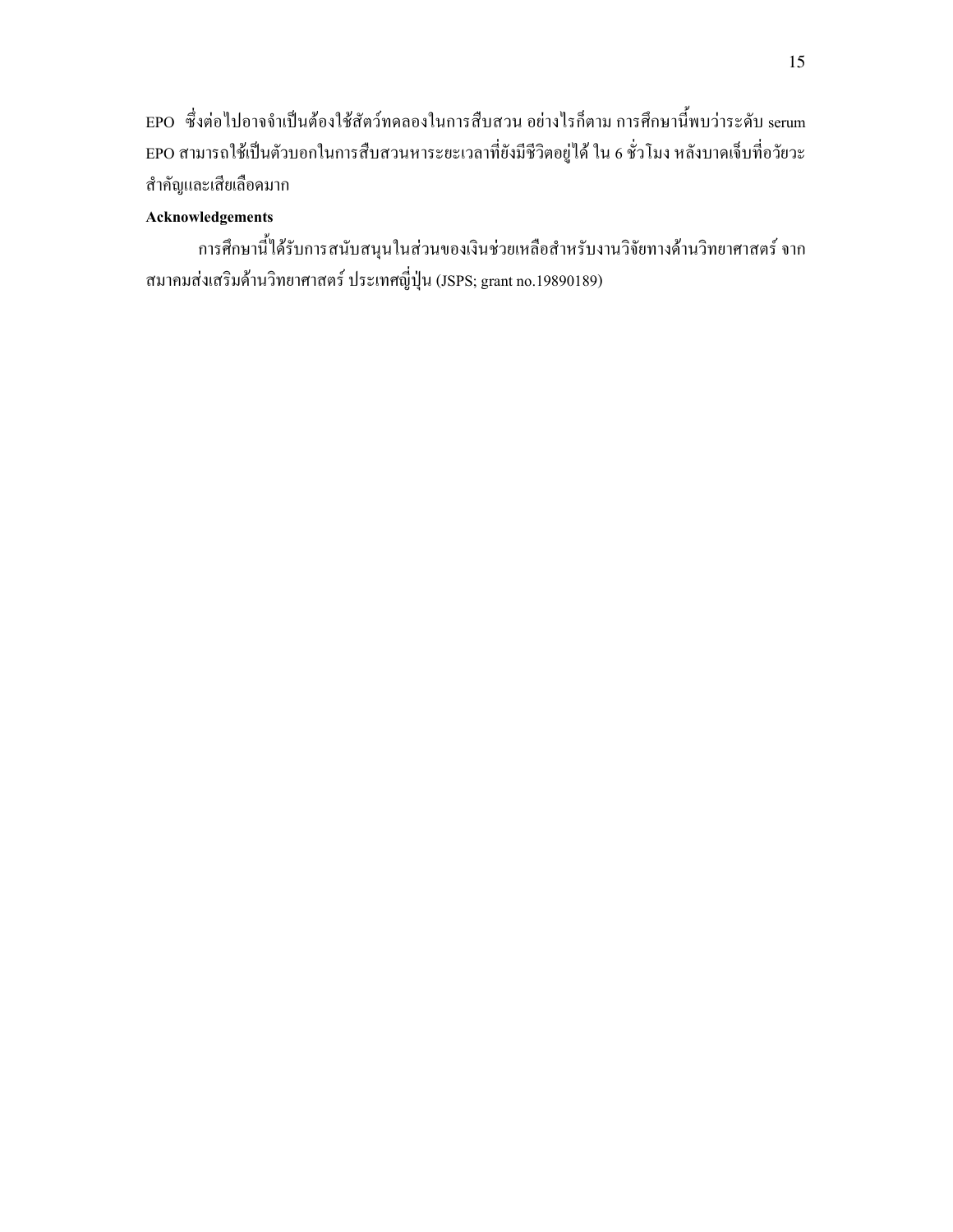EPO ซึ่งต่อไปอาจจำเป็นต้องใช้สัตว์ทดลองในการสืบสวน อย่างไรก็ตาม การศึกษานี้พบว่าระดับ serum EPO สามารถใช้เป็นตัวบอกในการสืบสวนหาระยะเวลาที่ยังมีชีวิตอยู่ได้ ใน 6 ชั่วโมง หลังบาดเจ็บที่อวัยวะสำคัญและเสียเลือดมาก

**Acknowledgements**

การศึกษานี้ได้รับการสนับสนุนในส่วนของเงินช่วยเหลือสำหรับงานวิจัยทางด้านวิทยาศาสตร์ จากสมาคมส่งเสริมด้านวิทยาศาสตร์ ประเทศญี่ปุ่น (JSPS; grant no.19890189)